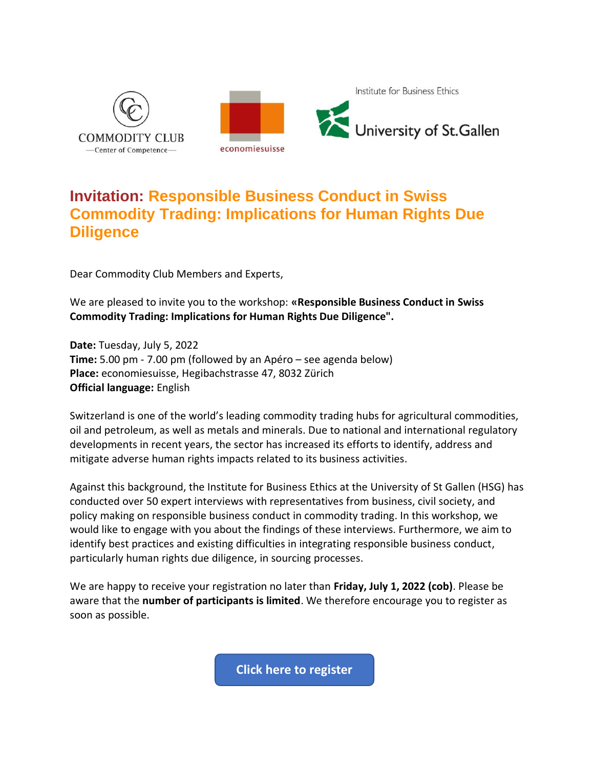COMMODITY CLUB
— Center of Competence —

economiesuisse

Institute for Business Ethics
University of St.Gallen

# Invitation: Responsible Business Conduct in Swiss Commodity Trading: Implications for Human Rights Due Diligence

Dear Commodity Club Members and Experts,

We are pleased to invite you to the workshop: **«Responsible Business Conduct in Swiss Commodity Trading: Implications for Human Rights Due Diligence".**

**Date:** Tuesday, July 5, 2022
**Time:** 5.00 pm - 7.00 pm (followed by an Apéro – see agenda below)
**Place:** economiesuisse, Hegibachstrasse 47, 8032 Zürich
**Official language:** English

Switzerland is one of the world's leading commodity trading hubs for agricultural commodities, oil and petroleum, as well as metals and minerals. Due to national and international regulatory developments in recent years, the sector has increased its efforts to identify, address and mitigate adverse human rights impacts related to its business activities.

Against this background, the Institute for Business Ethics at the University of St Gallen (HSG) has conducted over 50 expert interviews with representatives from business, civil society, and policy making on responsible business conduct in commodity trading. In this workshop, we would like to engage with you about the findings of these interviews. Furthermore, we aim to identify best practices and existing difficulties in integrating responsible business conduct, particularly human rights due diligence, in sourcing processes.

We are happy to receive your registration no later than **Friday, July 1, 2022 (cob)**. Please be aware that the **number of participants is limited**. We therefore encourage you to register as soon as possible.

**Click here to register**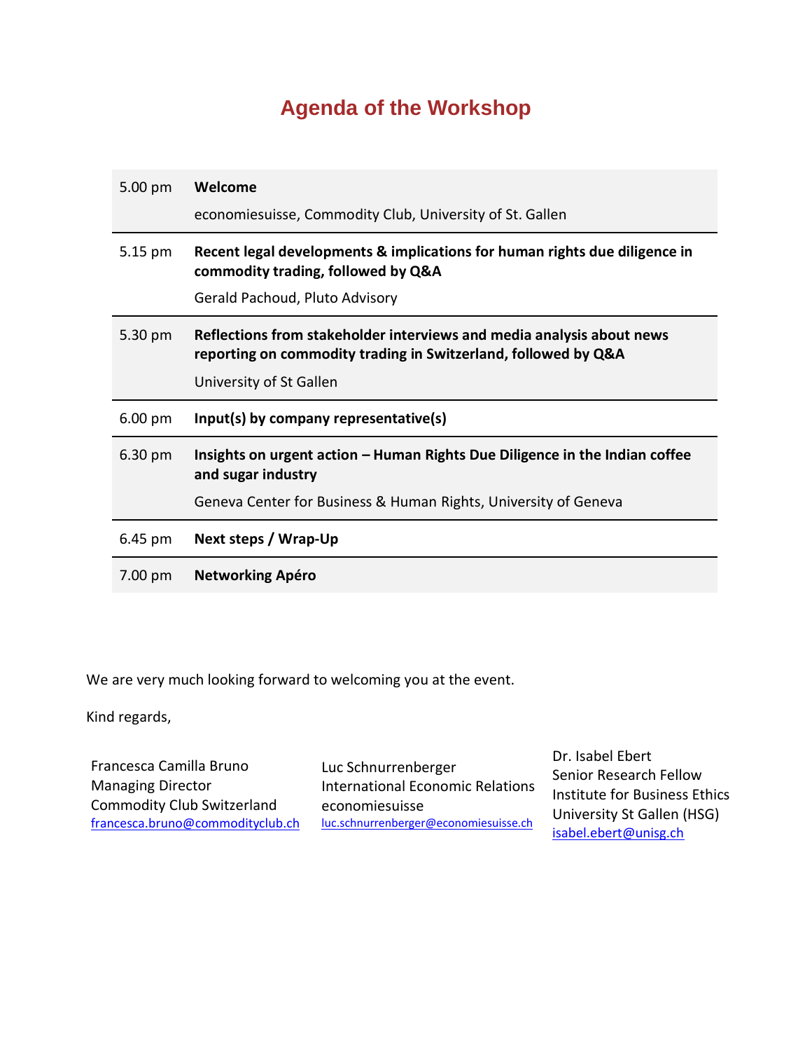# Agenda of the Workshop

| | |
|---|---|
| 5.00 pm | **Welcome**<br>economiesuisse, Commodity Club, University of St. Gallen |
| 5.15 pm | **Recent legal developments & implications for human rights due diligence in commodity trading, followed by Q&A**<br>Gerald Pachoud, Pluto Advisory |
| 5.30 pm | **Reflections from stakeholder interviews and media analysis about news reporting on commodity trading in Switzerland, followed by Q&A**<br>University of St Gallen |
| 6.00 pm | **Input(s) by company representative(s)** |
| 6.30 pm | **Insights on urgent action – Human Rights Due Diligence in the Indian coffee and sugar industry**<br>Geneva Center for Business & Human Rights, University of Geneva |
| 6.45 pm | **Next steps / Wrap-Up** |
| 7.00 pm | **Networking Apéro** |

We are very much looking forward to welcoming you at the event.

Kind regards,

Francesca Camilla Bruno
Managing Director
Commodity Club Switzerland
francesca.bruno@commodityclub.ch

Luc Schnurrenberger
International Economic Relations
economiesuisse
luc.schnurrenberger@economiesuisse.ch

Dr. Isabel Ebert
Senior Research Fellow
Institute for Business Ethics
University St Gallen (HSG)
isabel.ebert@unisg.ch